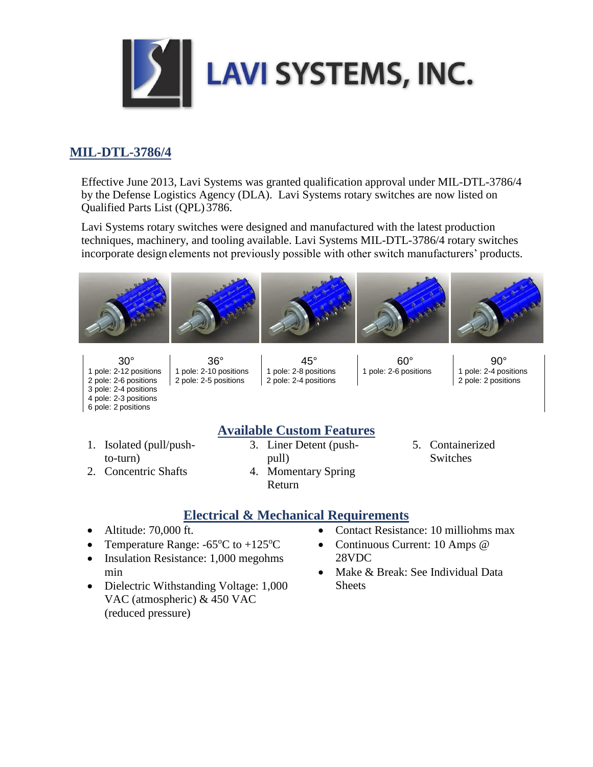# LAVI SYSTEMS, INC.

## MIL-DTL-3786/4

Effective June 2013, Lavi Systems was granted qualification approval under MIL-DTL-3786/4 by the Defense Logistics Agency (DLA). Lavi Systems rotary switches are now listed on Qualified Parts List (QPL) 3786.

Lavi Systems rotary switches were designed and manufactured with the latest production techniques, machinery, and tooling available. Lavi Systems MIL-DTL-3786/4 rotary switches incorporate design elements not previously possible with other switch manufacturers' products.

| 30° | 36° | 45° | 60° | 90° |
|---|---|---|---|---|
| 1 pole: 2-12 positions<br>2 pole: 2-6 positions<br>3 pole: 2-4 positions<br>4 pole: 2-3 positions<br>6 pole: 2 positions | 1 pole: 2-10 positions<br>2 pole: 2-5 positions | 1 pole: 2-8 positions<br>2 pole: 2-4 positions | 1 pole: 2-6 positions | 1 pole: 2-4 positions<br>2 pole: 2 positions |

## Available Custom Features

1. Isolated (pull/push-to-turn)
2. Concentric Shafts
3. Liner Detent (push-pull)
4. Momentary Spring Return
5. Containerized Switches

## Electrical & Mechanical Requirements

- Altitude: 70,000 ft.
- Temperature Range: -65°C to +125°C
- Insulation Resistance: 1,000 megohms min
- Dielectric Withstanding Voltage: 1,000 VAC (atmospheric) & 450 VAC (reduced pressure)
- Contact Resistance: 10 milliohms max
- Continuous Current: 10 Amps @ 28VDC
- Make & Break: See Individual Data Sheets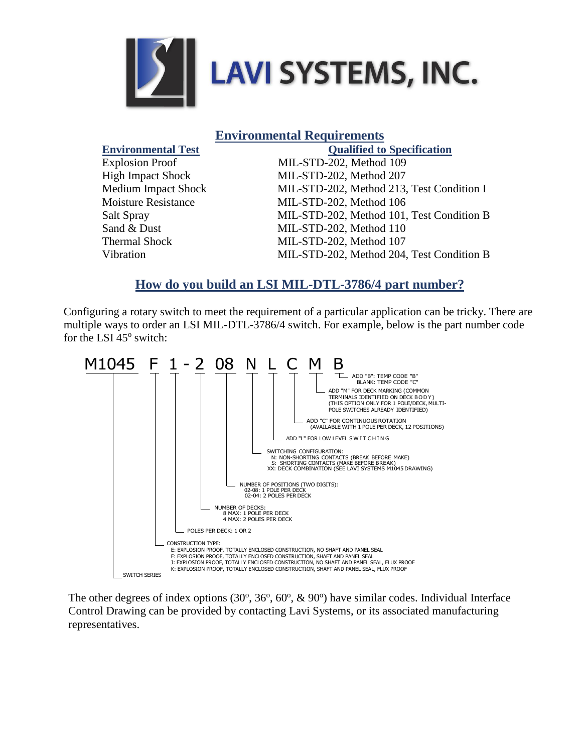## Environmental Requirements

| Environmental Test | Qualified to Specification |
|---|---|
| Explosion Proof | MIL-STD-202, Method 109 |
| High Impact Shock | MIL-STD-202, Method 207 |
| Medium Impact Shock | MIL-STD-202, Method 213, Test Condition I |
| Moisture Resistance | MIL-STD-202, Method 106 |
| Salt Spray | MIL-STD-202, Method 101, Test Condition B |
| Sand & Dust | MIL-STD-202, Method 110 |
| Thermal Shock | MIL-STD-202, Method 107 |
| Vibration | MIL-STD-202, Method 204, Test Condition B |

## How do you build an LSI MIL-DTL-3786/4 part number?

Configuring a rotary switch to meet the requirement of a particular application can be tricky. There are multiple ways to order an LSI MIL-DTL-3786/4 switch. For example, below is the part number code for the LSI 45° switch:

```
M1045  F  1 - 2  08  N  L  C  M  B
```

- **M1045**: SWITCH SERIES
- **F**: CONSTRUCTION TYPE:
  - E: EXPLOSION PROOF, TOTALLY ENCLOSED CONSTRUCTION, NO SHAFT AND PANEL SEAL
  - F: EXPLOSION PROOF, TOTALLY ENCLOSED CONSTRUCTION, SHAFT AND PANEL SEAL
  - J: EXPLOSION PROOF, TOTALLY ENCLOSED CONSTRUCTION, NO SHAFT AND PANEL SEAL, FLUX PROOF
  - K: EXPLOSION PROOF, TOTALLY ENCLOSED CONSTRUCTION, SHAFT AND PANEL SEAL, FLUX PROOF
- **1**: POLES PER DECK: 1 OR 2
- **2**: NUMBER OF DECKS:
  - 8 MAX: 1 POLE PER DECK
  - 4 MAX: 2 POLES PER DECK
- **08**: NUMBER OF POSITIONS (TWO DIGITS):
  - 02-08: 1 POLE PER DECK
  - 02-04: 2 POLES PER DECK
- **N**: SWITCHING CONFIGURATION:
  - N: NON-SHORTING CONTACTS (BREAK BEFORE MAKE)
  - S: SHORTING CONTACTS (MAKE BEFORE BREAK)
  - XX: DECK COMBINATION (SEE LAVI SYSTEMS M1045 DRAWING)
- **L**: ADD "L" FOR LOW LEVEL SWITCHING
- **C**: ADD "C" FOR CONTINUOUS ROTATION (AVAILABLE WITH 1 POLE PER DECK, 12 POSITIONS)
- **M**: ADD "M" FOR DECK MARKING (COMMON TERMINALS IDENTIFIED ON DECK BODY) (THIS OPTION ONLY FOR 1 POLE/DECK, MULTI-POLE SWITCHES ALREADY IDENTIFIED)
- **B**: ADD "B": TEMP CODE "B"; BLANK: TEMP CODE "C"

The other degrees of index options (30°, 36°, 60°, & 90°) have similar codes. Individual Interface Control Drawing can be provided by contacting Lavi Systems, or its associated manufacturing representatives.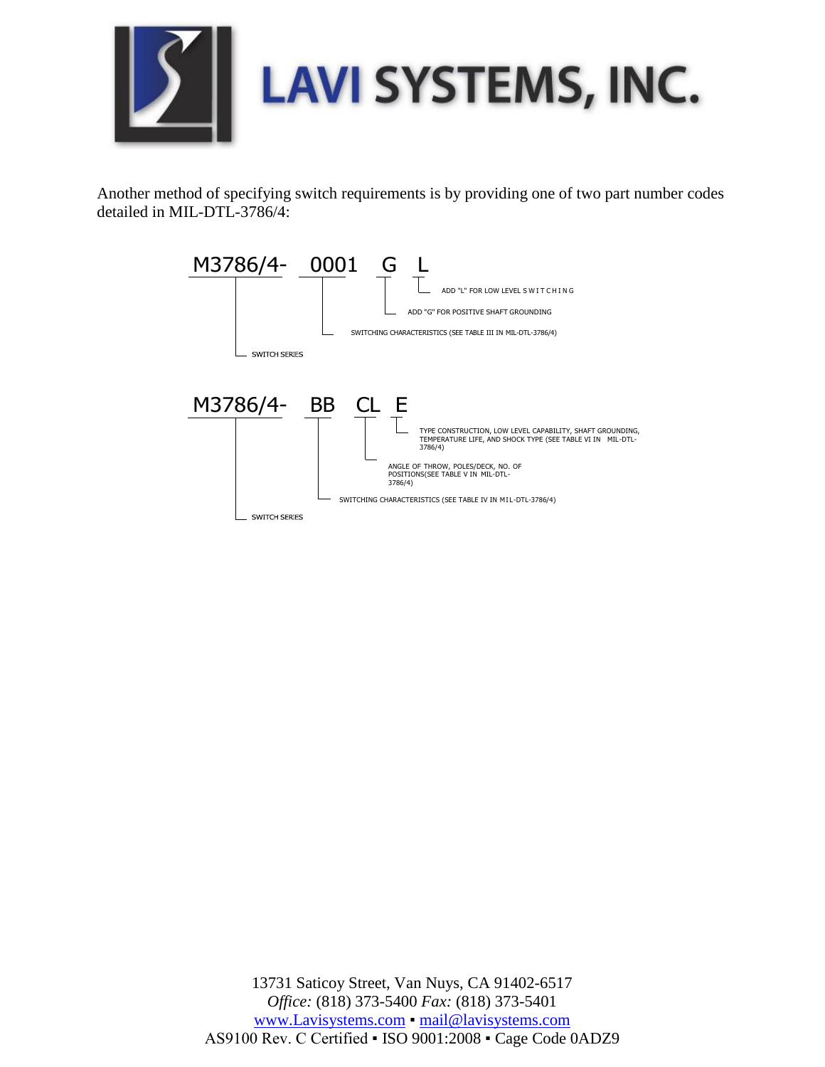# LAVI SYSTEMS, INC.

Another method of specifying switch requirements is by providing one of two part number codes detailed in MIL-DTL-3786/4:

M3786/4- 0001 G L

- M3786/4- : SWITCH SERIES
- 0001 : SWITCHING CHARACTERISTICS (SEE TABLE III IN MIL-DTL-3786/4)
- G : ADD "G" FOR POSITIVE SHAFT GROUNDING
- L : ADD "L" FOR LOW LEVEL SWITCHING

M3786/4- BB CL E

- M3786/4- : SWITCH SERIES
- BB : SWITCHING CHARACTERISTICS (SEE TABLE IV IN MIL-DTL-3786/4)
- CL : ANGLE OF THROW, POLES/DECK, NO. OF POSITIONS(SEE TABLE V IN MIL-DTL-3786/4)
- E : TYPE CONSTRUCTION, LOW LEVEL CAPABILITY, SHAFT GROUNDING, TEMPERATURE LIFE, AND SHOCK TYPE (SEE TABLE VI IN MIL-DTL-3786/4)

13731 Saticoy Street, Van Nuys, CA 91402-6517
*Office:* (818) 373-5400 *Fax:* (818) 373-5401
www.Lavisystems.com ▪ mail@lavisystems.com
AS9100 Rev. C Certified ▪ ISO 9001:2008 ▪ Cage Code 0ADZ9